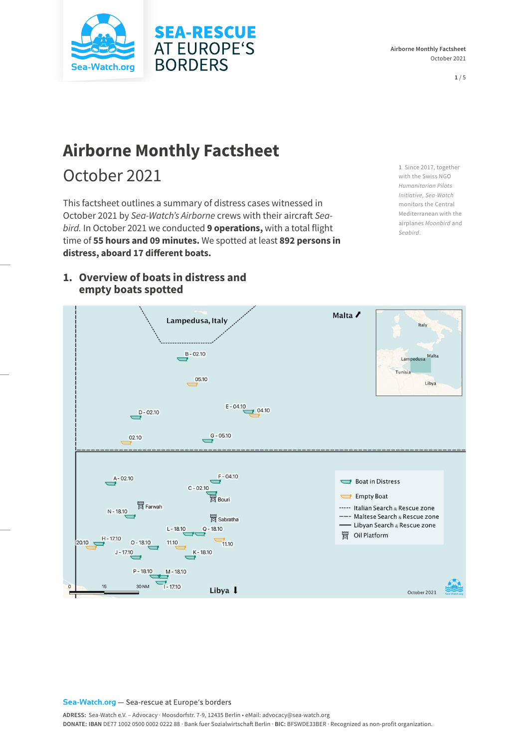# Airborne Monthly Factsheet

## October 2021

This factsheet outlines a summary of distress cases witnessed in October 2021 by *Sea-Watch's Airborne* crews with their aircraft *Seabird.* In October 2021 we conducted **9 operations,** with a total flight time of **55 hours and 09 minutes.** We spotted at least **892 persons in distress, aboard 17 different boats.**

1 Since 2017, together with the Swiss NGO *Humanitarian Pilots Initiative, Sea-Watch* monitors the Central Mediterranean with the airplanes *Moonbird* and *Seabird*.

## 1. Overview of boats in distress and empty boats spotted

Lampedusa, Italy · Malta · Libya

B - 02.10 · 05.10 · D - 02.10 · E - 04.10 · 04.10 · 02.10 · G - 05.10 · A - 02.10 · F - 04.10 · C - 02.10 · Bouri · Farwah · N - 18.10 · Sabratha · L - 18.10 · Q - 18.10 · 20.10 · H - 17.10 · O - 18.10 · 11.10 · 11.10 · J - 17.10 · K - 18.10 · P - 18.10 · M - 18.10 · I - 17.10

Inset map: Italy · Malta · Lampedusa · Tunisia · Libya

Scale: 0 · 15 · 30 NM

Legend:
- Boat in Distress
- Empty Boat
- Italian Search & Rescue zone
- Maltese Search & Rescue zone
- Libyan Search & Rescue zone
- Oil Platform

October 2021

**Sea-Watch.org** — Sea-rescue at Europe's borders

**ADRESS:** Sea-Watch e.V. – Advocacy · Moosdorfstr. 7-9, 12435 Berlin • eMail: advocacy@sea-watch.org
**DONATE: IBAN** DE77 1002 0500 0002 0222 88 · Bank fuer Sozialwirtschaft Berlin · **BIC:** BFSWDE33BER · Recognized as non-profit organization.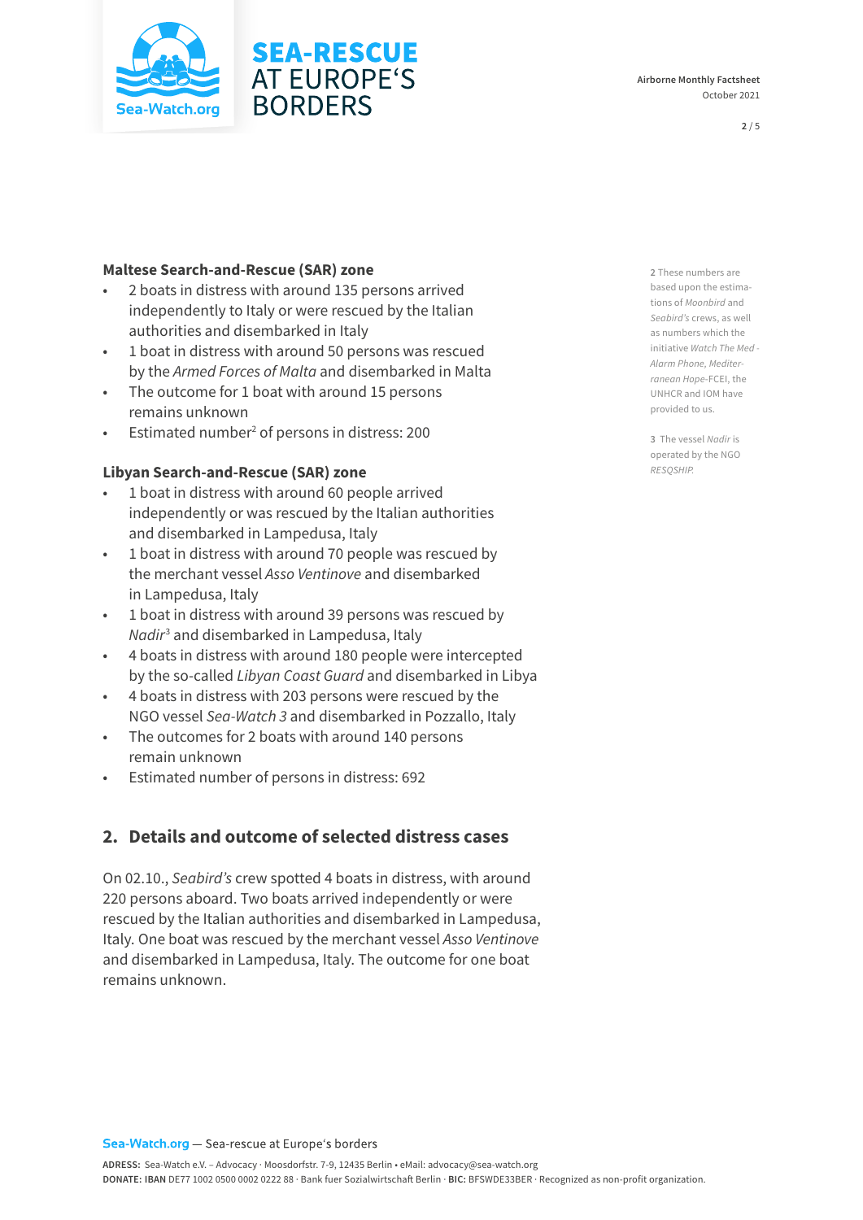### Maltese Search-and-Rescue (SAR) zone

- 2 boats in distress with around 135 persons arrived independently to Italy or were rescued by the Italian authorities and disembarked in Italy
- 1 boat in distress with around 50 persons was rescued by the *Armed Forces of Malta* and disembarked in Malta
- The outcome for 1 boat with around 15 persons remains unknown
- Estimated number[2] of persons in distress: 200

### Libyan Search-and-Rescue (SAR) zone

- 1 boat in distress with around 60 people arrived independently or was rescued by the Italian authorities and disembarked in Lampedusa, Italy
- 1 boat in distress with around 70 people was rescued by the merchant vessel *Asso Ventinove* and disembarked in Lampedusa, Italy
- 1 boat in distress with around 39 persons was rescued by *Nadir*[3] and disembarked in Lampedusa, Italy
- 4 boats in distress with around 180 people were intercepted by the so-called *Libyan Coast Guard* and disembarked in Libya
- 4 boats in distress with 203 persons were rescued by the NGO vessel *Sea-Watch 3* and disembarked in Pozzallo, Italy
- The outcomes for 2 boats with around 140 persons remain unknown
- Estimated number of persons in distress: 692

## 2. Details and outcome of selected distress cases

On 02.10., *Seabird's* crew spotted 4 boats in distress, with around 220 persons aboard. Two boats arrived independently or were rescued by the Italian authorities and disembarked in Lampedusa, Italy. One boat was rescued by the merchant vessel *Asso Ventinove* and disembarked in Lampedusa, Italy. The outcome for one boat remains unknown.

---

[2] These numbers are based upon the estimations of *Moonbird* and *Seabird's* crews, as well as numbers which the initiative *Watch The Med - Alarm Phone*, *Mediterranean Hope*-FCEI, the UNHCR and IOM have provided to us.

[3] The vessel *Nadir* is operated by the NGO *RESQSHIP*.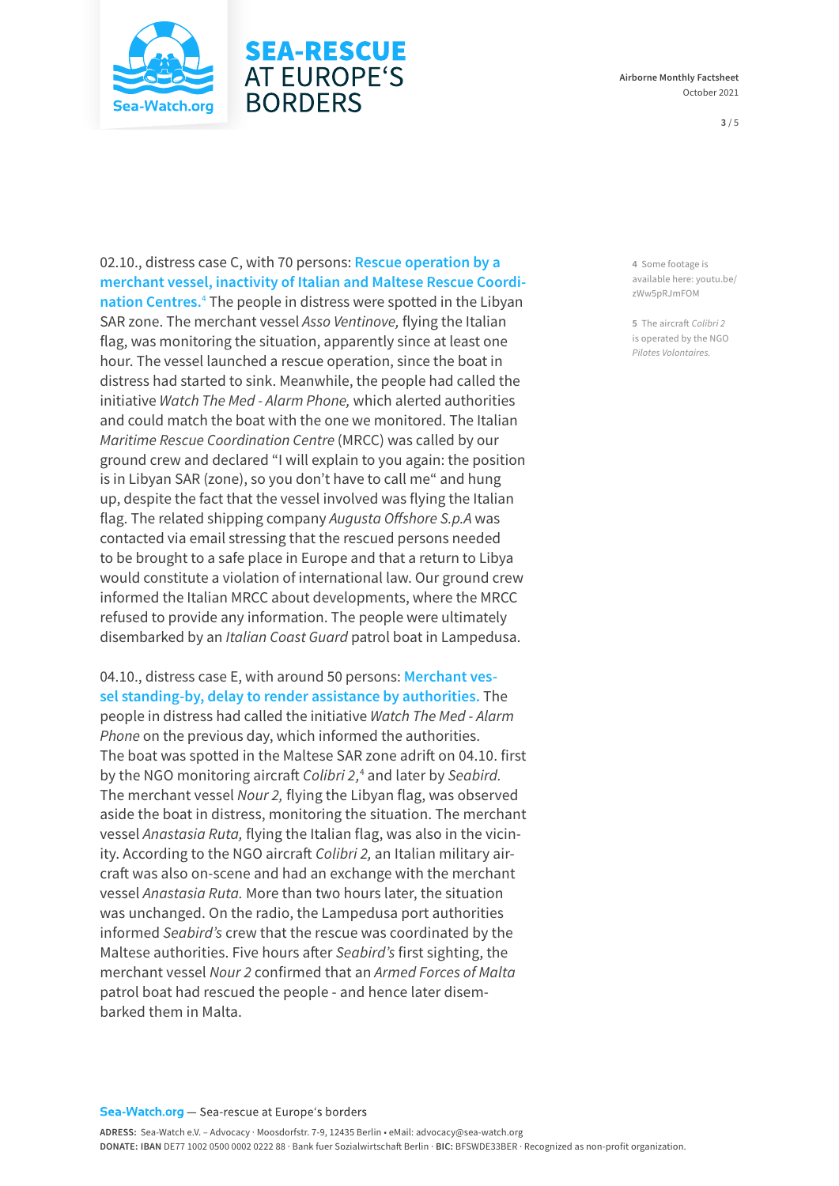02.10., distress case C, with 70 persons: **Rescue operation by a merchant vessel, inactivity of Italian and Maltese Rescue Coordination Centres.**[4] The people in distress were spotted in the Libyan SAR zone. The merchant vessel *Asso Ventinove,* flying the Italian flag, was monitoring the situation, apparently since at least one hour. The vessel launched a rescue operation, since the boat in distress had started to sink. Meanwhile, the people had called the initiative *Watch The Med - Alarm Phone,* which alerted authorities and could match the boat with the one we monitored. The Italian *Maritime Rescue Coordination Centre* (MRCC) was called by our ground crew and declared "I will explain to you again: the position is in Libyan SAR (zone), so you don't have to call me" and hung up, despite the fact that the vessel involved was flying the Italian flag. The related shipping company *Augusta Offshore S.p.A* was contacted via email stressing that the rescued persons needed to be brought to a safe place in Europe and that a return to Libya would constitute a violation of international law. Our ground crew informed the Italian MRCC about developments, where the MRCC refused to provide any information. The people were ultimately disembarked by an *Italian Coast Guard* patrol boat in Lampedusa.

04.10., distress case E, with around 50 persons: **Merchant vessel standing-by, delay to render assistance by authorities.** The people in distress had called the initiative *Watch The Med - Alarm Phone* on the previous day, which informed the authorities. The boat was spotted in the Maltese SAR zone adrift on 04.10. first by the NGO monitoring aircraft *Colibri 2,*[4] and later by *Seabird.* The merchant vessel *Nour 2,* flying the Libyan flag, was observed aside the boat in distress, monitoring the situation. The merchant vessel *Anastasia Ruta,* flying the Italian flag, was also in the vicinity. According to the NGO aircraft *Colibri 2,* an Italian military aircraft was also on-scene and had an exchange with the merchant vessel *Anastasia Ruta.* More than two hours later, the situation was unchanged. On the radio, the Lampedusa port authorities informed *Seabird's* crew that the rescue was coordinated by the Maltese authorities. Five hours after *Seabird's* first sighting, the merchant vessel *Nour 2* confirmed that an *Armed Forces of Malta* patrol boat had rescued the people - and hence later disembarked them in Malta.

---

4 Some footage is available here: youtu.be/zWw5pRJmFOM

5 The aircraft *Colibri 2* is operated by the NGO *Pilotes Volontaires.*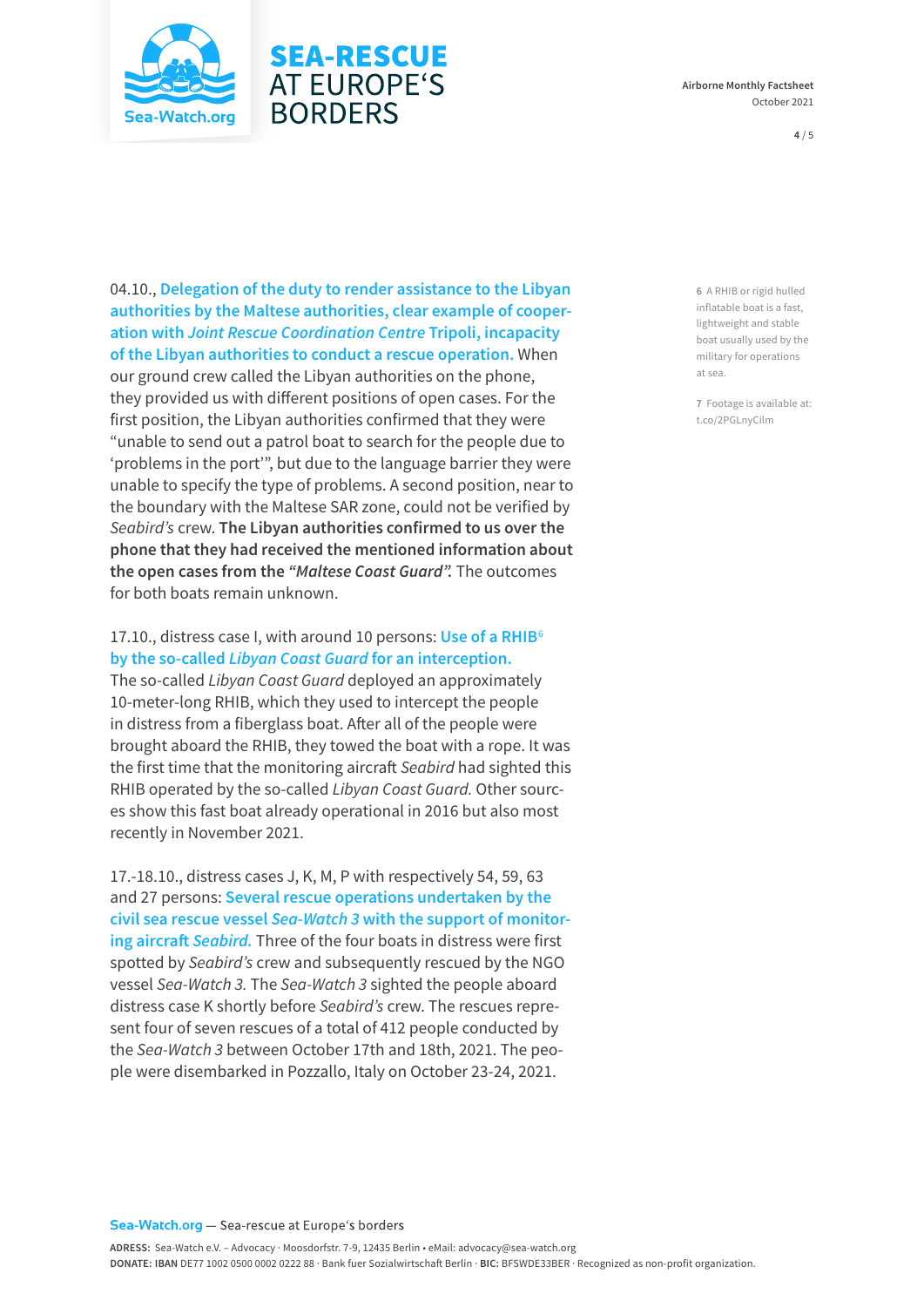04.10., **Delegation of the duty to render assistance to the Libyan authorities by the Maltese authorities, clear example of cooperation with *Joint Rescue Coordination Centre* Tripoli, incapacity of the Libyan authorities to conduct a rescue operation.** When our ground crew called the Libyan authorities on the phone, they provided us with different positions of open cases. For the first position, the Libyan authorities confirmed that they were "unable to send out a patrol boat to search for the people due to 'problems in the port'", but due to the language barrier they were unable to specify the type of problems. A second position, near to the boundary with the Maltese SAR zone, could not be verified by *Seabird's* crew. **The Libyan authorities confirmed to us over the phone that they had received the mentioned information about the open cases from the *"Maltese Coast Guard".*** The outcomes for both boats remain unknown.

17.10., distress case I, with around 10 persons: **Use of a RHIB[6] by the so-called *Libyan Coast Guard* for an interception.** The so-called *Libyan Coast Guard* deployed an approximately 10-meter-long RHIB, which they used to intercept the people in distress from a fiberglass boat. After all of the people were brought aboard the RHIB, they towed the boat with a rope. It was the first time that the monitoring aircraft *Seabird* had sighted this RHIB operated by the so-called *Libyan Coast Guard.* Other sources show this fast boat already operational in 2016 but also most recently in November 2021.

17.-18.10., distress cases J, K, M, P with respectively 54, 59, 63 and 27 persons: **Several rescue operations undertaken by the civil sea rescue vessel *Sea-Watch 3* with the support of monitoring aircraft *Seabird.*** Three of the four boats in distress were first spotted by *Seabird's* crew and subsequently rescued by the NGO vessel *Sea-Watch 3.* The *Sea-Watch 3* sighted the people aboard distress case K shortly before *Seabird's* crew. The rescues represent four of seven rescues of a total of 412 people conducted by the *Sea-Watch 3* between October 17th and 18th, 2021. The people were disembarked in Pozzallo, Italy on October 23-24, 2021.

6 A RHIB or rigid hulled inflatable boat is a fast, lightweight and stable boat usually used by the military for operations at sea.

7 Footage is available at: t.co/2PGLnyCilm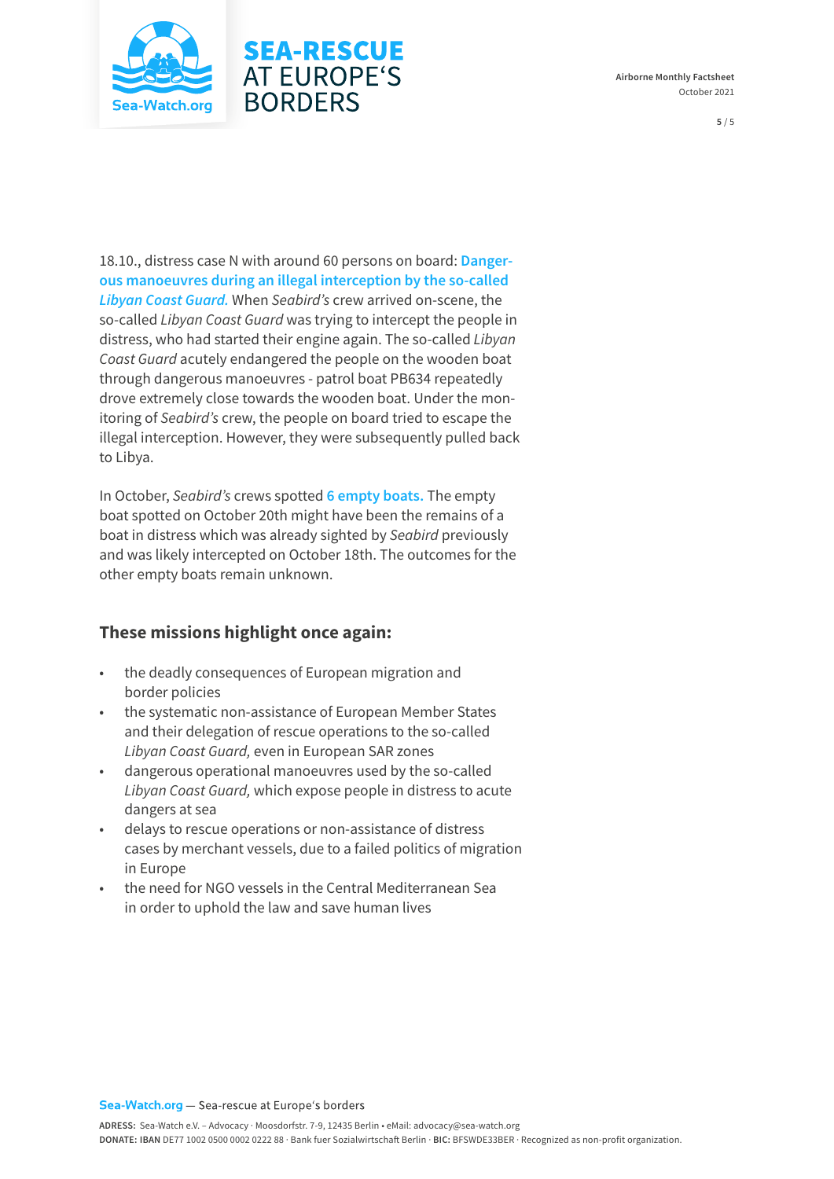18.10., distress case N with around 60 persons on board: **Dangerous manoeuvres during an illegal interception by the so-called *Libyan Coast Guard.*** When *Seabird's* crew arrived on-scene, the so-called *Libyan Coast Guard* was trying to intercept the people in distress, who had started their engine again. The so-called *Libyan Coast Guard* acutely endangered the people on the wooden boat through dangerous manoeuvres - patrol boat PB634 repeatedly drove extremely close towards the wooden boat. Under the monitoring of *Seabird's* crew, the people on board tried to escape the illegal interception. However, they were subsequently pulled back to Libya.

In October, *Seabird's* crews spotted **6 empty boats.** The empty boat spotted on October 20th might have been the remains of a boat in distress which was already sighted by *Seabird* previously and was likely intercepted on October 18th. The outcomes for the other empty boats remain unknown.

## These missions highlight once again:

- the deadly consequences of European migration and border policies
- the systematic non-assistance of European Member States and their delegation of rescue operations to the so-called *Libyan Coast Guard,* even in European SAR zones
- dangerous operational manoeuvres used by the so-called *Libyan Coast Guard,* which expose people in distress to acute dangers at sea
- delays to rescue operations or non-assistance of distress cases by merchant vessels, due to a failed politics of migration in Europe
- the need for NGO vessels in the Central Mediterranean Sea in order to uphold the law and save human lives